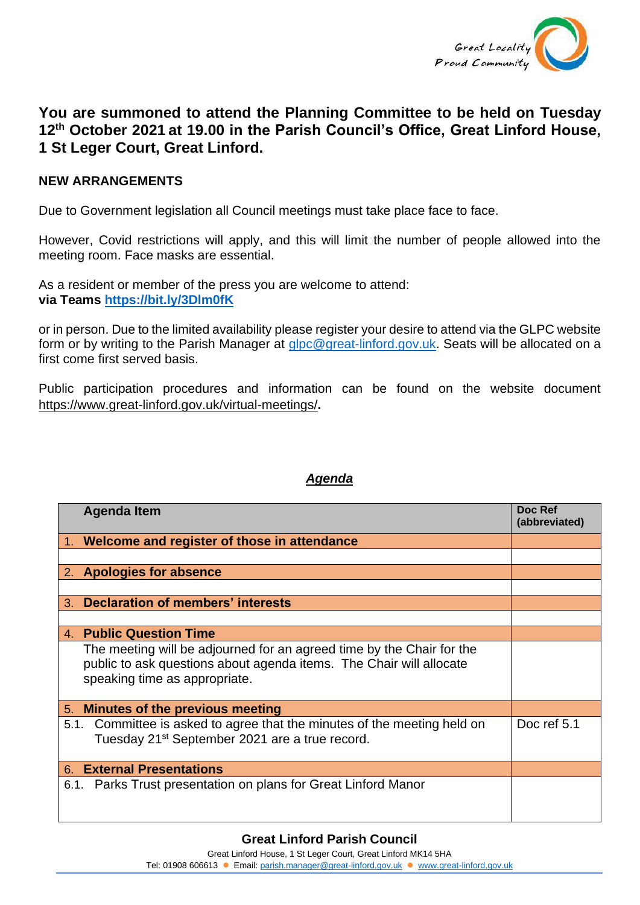Great Locality
Proud Community

## You are summoned to attend the Planning Committee to be held on Tuesday 12th October 2021 at 19.00 in the Parish Council's Office, Great Linford House, 1 St Leger Court, Great Linford.

**NEW ARRANGEMENTS**

Due to Government legislation all Council meetings must take place face to face.

However, Covid restrictions will apply, and this will limit the number of people allowed into the meeting room. Face masks are essential.

As a resident or member of the press you are welcome to attend:
**via Teams https://bit.ly/3Dlm0fK**

or in person. Due to the limited availability please register your desire to attend via the GLPC website form or by writing to the Parish Manager at glpc@great-linford.gov.uk. Seats will be allocated on a first come first served basis.

Public participation procedures and information can be found on the website document https://www.great-linford.gov.uk/virtual-meetings/**.**

***Agenda***

| Agenda Item | Doc Ref (abbreviated) |
|---|---|
| 1. **Welcome and register of those in attendance** | |
| | |
| 2. **Apologies for absence** | |
| | |
| 3. **Declaration of members' interests** | |
| | |
| 4. **Public Question Time** | |
| The meeting will be adjourned for an agreed time by the Chair for the public to ask questions about agenda items. The Chair will allocate speaking time as appropriate. | |
| 5. **Minutes of the previous meeting** | |
| 5.1. Committee is asked to agree that the minutes of the meeting held on Tuesday 21st September 2021 are a true record. | Doc ref 5.1 |
| 6. **External Presentations** | |
| 6.1. Parks Trust presentation on plans for Great Linford Manor | |

**Great Linford Parish Council**
Great Linford House, 1 St Leger Court, Great Linford MK14 5HA
Tel: 01908 606613 ● Email: parish.manager@great-linford.gov.uk ● www.great-linford.gov.uk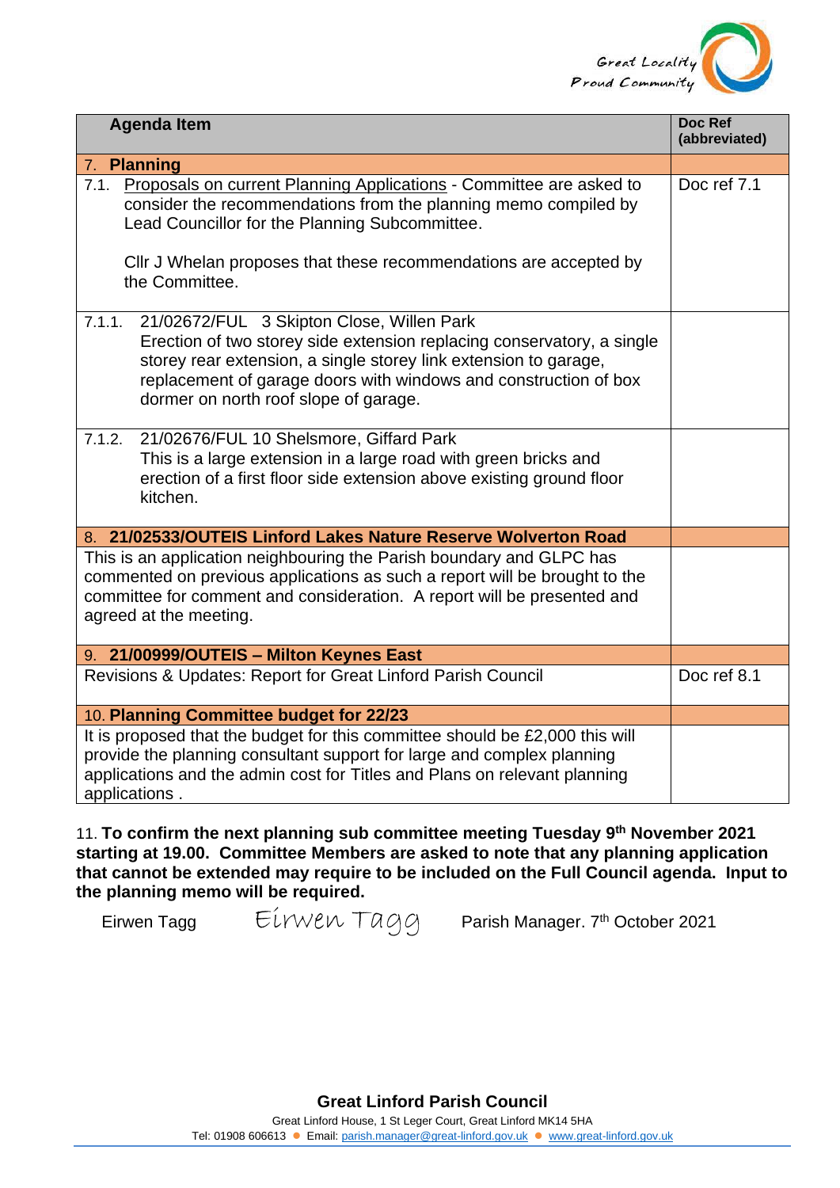| Agenda Item | Doc Ref (abbreviated) |
| --- | --- |
| 7. **Planning** | |
| 7.1. Proposals on current Planning Applications - Committee are asked to consider the recommendations from the planning memo compiled by Lead Councillor for the Planning Subcommittee.<br><br>Cllr J Whelan proposes that these recommendations are accepted by the Committee. | Doc ref 7.1 |
| 7.1.1. 21/02672/FUL 3 Skipton Close, Willen Park<br>Erection of two storey side extension replacing conservatory, a single storey rear extension, a single storey link extension to garage, replacement of garage doors with windows and construction of box dormer on north roof slope of garage. | |
| 7.1.2. 21/02676/FUL 10 Shelsmore, Giffard Park<br>This is a large extension in a large road with green bricks and erection of a first floor side extension above existing ground floor kitchen. | |
| 8. **21/02533/OUTEIS Linford Lakes Nature Reserve Wolverton Road** | |
| This is an application neighbouring the Parish boundary and GLPC has commented on previous applications as such a report will be brought to the committee for comment and consideration. A report will be presented and agreed at the meeting. | |
| 9. **21/00999/OUTEIS – Milton Keynes East** | |
| Revisions & Updates: Report for Great Linford Parish Council | Doc ref 8.1 |
| 10. **Planning Committee budget for 22/23** | |
| It is proposed that the budget for this committee should be £2,000 this will provide the planning consultant support for large and complex planning applications and the admin cost for Titles and Plans on relevant planning applications . | |

11. **To confirm the next planning sub committee meeting Tuesday 9th November 2021 starting at 19.00. Committee Members are asked to note that any planning application that cannot be extended may require to be included on the Full Council agenda. Input to the planning memo will be required.**

Eirwen Tagg   Eirwen Tagg   Parish Manager. 7th October 2021